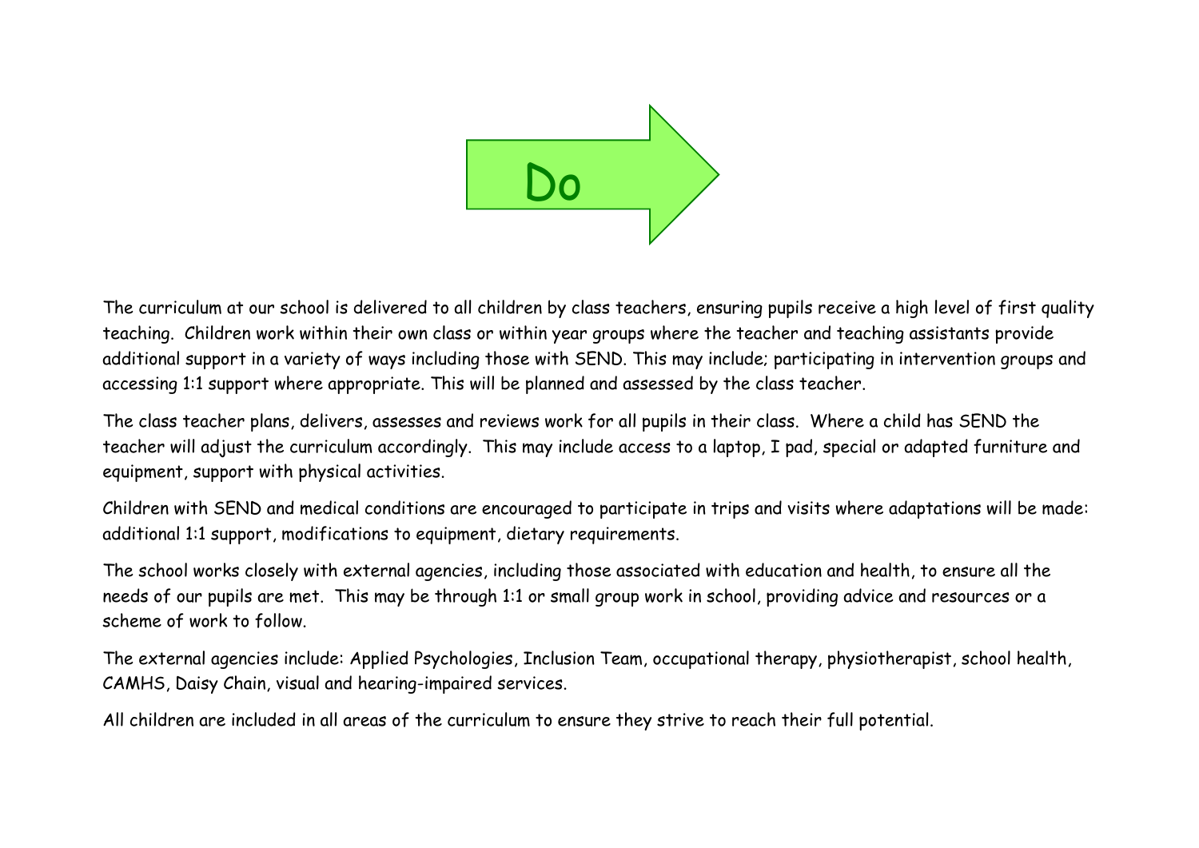# Do

The curriculum at our school is delivered to all children by class teachers, ensuring pupils receive a high level of first quality teaching. Children work within their own class or within year groups where the teacher and teaching assistants provide additional support in a variety of ways including those with SEND. This may include; participating in intervention groups and accessing 1:1 support where appropriate. This will be planned and assessed by the class teacher.

The class teacher plans, delivers, assesses and reviews work for all pupils in their class. Where a child has SEND the teacher will adjust the curriculum accordingly. This may include access to a laptop, I pad, special or adapted furniture and equipment, support with physical activities.

Children with SEND and medical conditions are encouraged to participate in trips and visits where adaptations will be made: additional 1:1 support, modifications to equipment, dietary requirements.

The school works closely with external agencies, including those associated with education and health, to ensure all the needs of our pupils are met. This may be through 1:1 or small group work in school, providing advice and resources or a scheme of work to follow.

The external agencies include: Applied Psychologies, Inclusion Team, occupational therapy, physiotherapist, school health, CAMHS, Daisy Chain, visual and hearing-impaired services.

All children are included in all areas of the curriculum to ensure they strive to reach their full potential.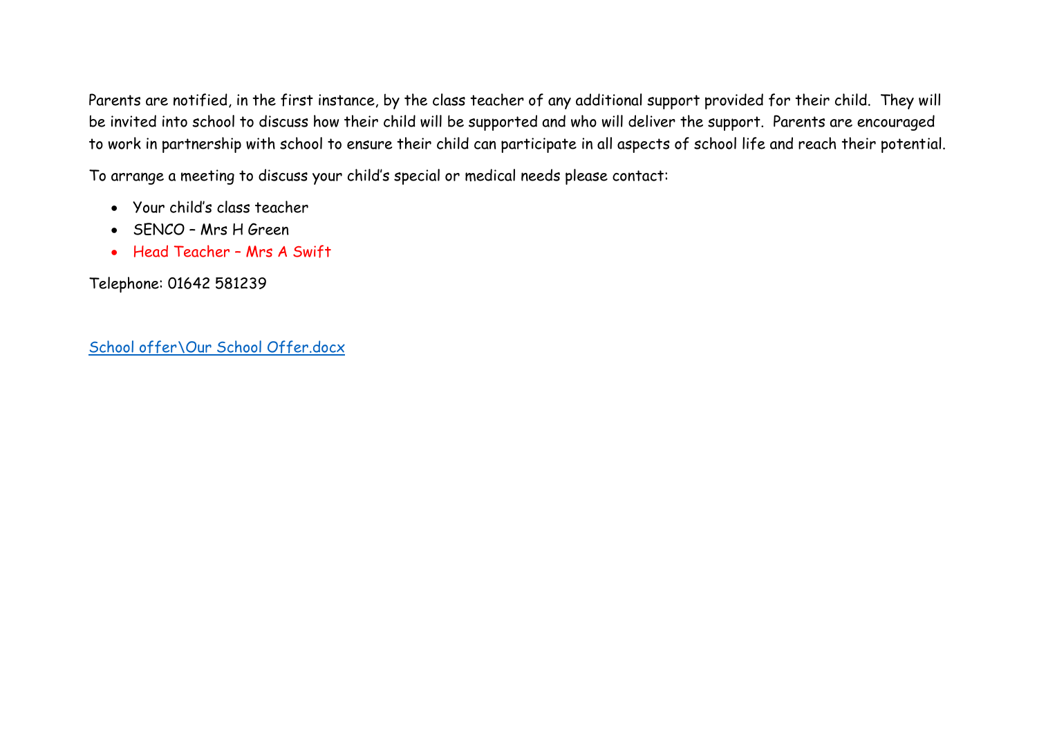Parents are notified, in the first instance, by the class teacher of any additional support provided for their child. They will be invited into school to discuss how their child will be supported and who will deliver the support. Parents are encouraged to work in partnership with school to ensure their child can participate in all aspects of school life and reach their potential.

To arrange a meeting to discuss your child's special or medical needs please contact:

- Your child's class teacher
- SENCO – Mrs H Green
- Head Teacher – Mrs A Swift

Telephone: 01642 581239

[School offer\Our School Offer.docx](School offer\Our School Offer.docx)